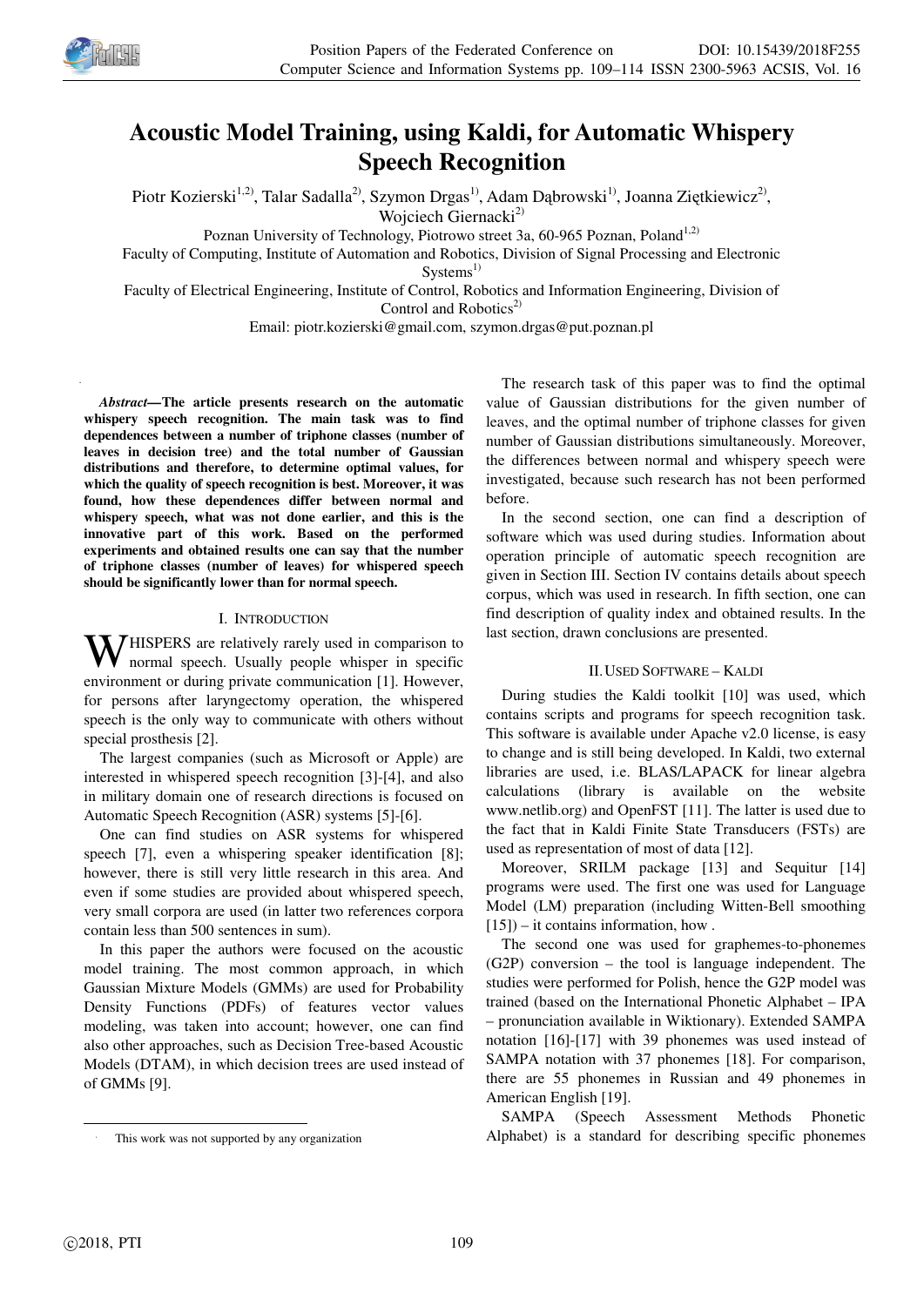# Acoustic Model Training, using Kaldi, for Automatic Whispery Speech Recognition

Piotr Kozierski[1,2)], Talar Sadalla[2)], Szymon Drgas[1)], Adam Dąbrowski[1)], Joanna Ziętkiewicz[2)], Wojciech Giernacki[2)]

Poznan University of Technology, Piotrowo street 3a, 60-965 Poznan, Poland[1,2)]

Faculty of Computing, Institute of Automation and Robotics, Division of Signal Processing and Electronic Systems[1)]

Faculty of Electrical Engineering, Institute of Control, Robotics and Information Engineering, Division of Control and Robotics[2)]

Email: piotr.kozierski@gmail.com, szymon.drgas@put.poznan.pl

***Abstract*—The article presents research on the automatic whispery speech recognition. The main task was to find dependences between a number of triphone classes (number of leaves in decision tree) and the total number of Gaussian distributions and therefore, to determine optimal values, for which the quality of speech recognition is best. Moreover, it was found, how these dependences differ between normal and whispery speech, what was not done earlier, and this is the innovative part of this work. Based on the performed experiments and obtained results one can say that the number of triphone classes (number of leaves) for whispered speech should be significantly lower than for normal speech.**

## I. Introduction

WHISPERS are relatively rarely used in comparison to normal speech. Usually people whisper in specific environment or during private communication [1]. However, for persons after laryngectomy operation, the whispered speech is the only way to communicate with others without special prosthesis [2].

The largest companies (such as Microsoft or Apple) are interested in whispered speech recognition [3]-[4], and also in military domain one of research directions is focused on Automatic Speech Recognition (ASR) systems [5]-[6].

One can find studies on ASR systems for whispered speech [7], even a whispering speaker identification [8]; however, there is still very little research in this area. And even if some studies are provided about whispered speech, very small corpora are used (in latter two references corpora contain less than 500 sentences in sum).

In this paper the authors were focused on the acoustic model training. The most common approach, in which Gaussian Mixture Models (GMMs) are used for Probability Density Functions (PDFs) of features vector values modeling, was taken into account; however, one can find also other approaches, such as Decision Tree-based Acoustic Models (DTAM), in which decision trees are used instead of of GMMs [9].

The research task of this paper was to find the optimal value of Gaussian distributions for the given number of leaves, and the optimal number of triphone classes for given number of Gaussian distributions simultaneously. Moreover, the differences between normal and whispery speech were investigated, because such research has not been performed before.

In the second section, one can find a description of software which was used during studies. Information about operation principle of automatic speech recognition are given in Section III. Section IV contains details about speech corpus, which was used in research. In fifth section, one can find description of quality index and obtained results. In the last section, drawn conclusions are presented.

## II. Used Software – Kaldi

During studies the Kaldi toolkit [10] was used, which contains scripts and programs for speech recognition task. This software is available under Apache v2.0 license, is easy to change and is still being developed. In Kaldi, two external libraries are used, i.e. BLAS/LAPACK for linear algebra calculations (library is available on the website www.netlib.org) and OpenFST [11]. The latter is used due to the fact that in Kaldi Finite State Transducers (FSTs) are used as representation of most of data [12].

Moreover, SRILM package [13] and Sequitur [14] programs were used. The first one was used for Language Model (LM) preparation (including Witten-Bell smoothing [15]) – it contains information, how .

The second one was used for graphemes-to-phonemes (G2P) conversion – the tool is language independent. The studies were performed for Polish, hence the G2P model was trained (based on the International Phonetic Alphabet – IPA – pronunciation available in Wiktionary). Extended SAMPA notation [16]-[17] with 39 phonemes was used instead of SAMPA notation with 37 phonemes [18]. For comparison, there are 55 phonemes in Russian and 49 phonemes in American English [19].

SAMPA (Speech Assessment Methods Phonetic Alphabet) is a standard for describing specific phonemes

This work was not supported by any organization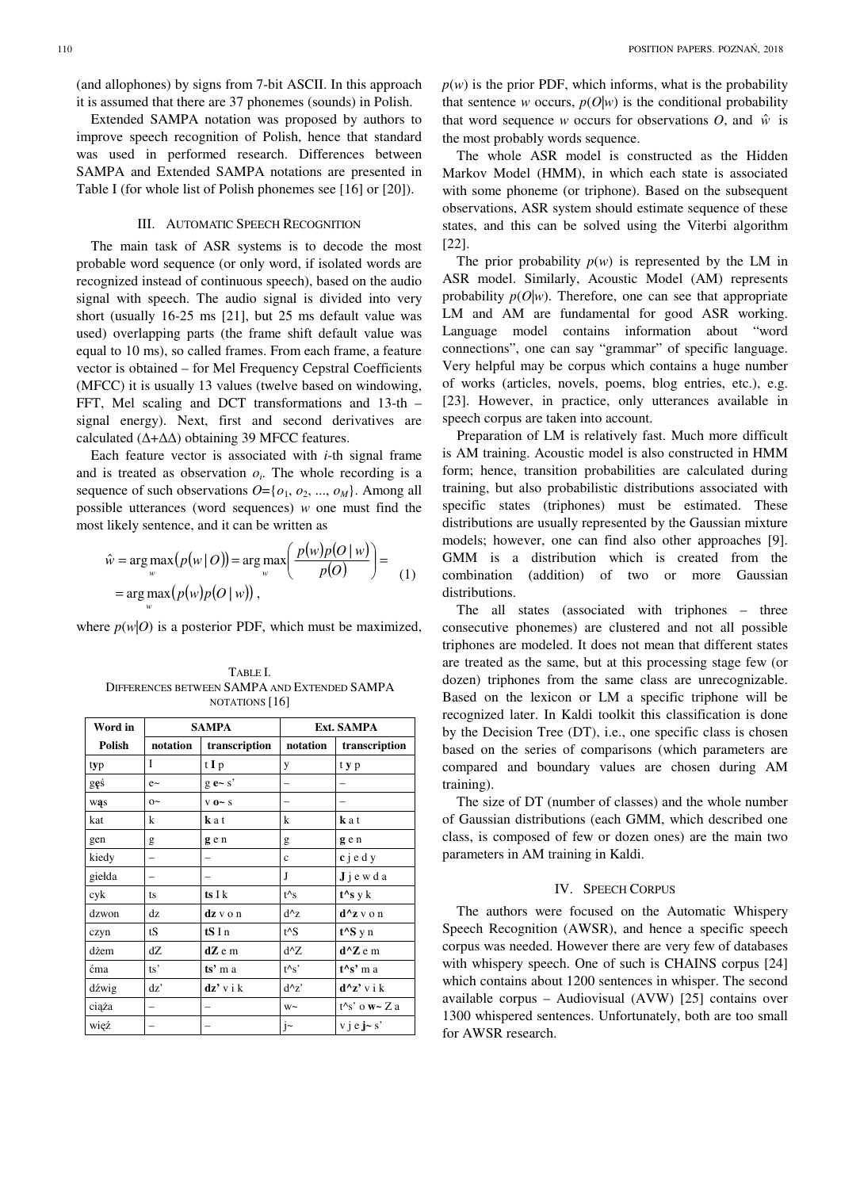(and allophones) by signs from 7-bit ASCII. In this approach it is assumed that there are 37 phonemes (sounds) in Polish.

Extended SAMPA notation was proposed by authors to improve speech recognition of Polish, hence that standard was used in performed research. Differences between SAMPA and Extended SAMPA notations are presented in Table I (for whole list of Polish phonemes see [16] or [20]).

## III. Automatic Speech Recognition

The main task of ASR systems is to decode the most probable word sequence (or only word, if isolated words are recognized instead of continuous speech), based on the audio signal with speech. The audio signal is divided into very short (usually 16-25 ms [21], but 25 ms default value was used) overlapping parts (the frame shift default value was equal to 10 ms), so called frames. From each frame, a feature vector is obtained – for Mel Frequency Cepstral Coefficients (MFCC) it is usually 13 values (twelve based on windowing, FFT, Mel scaling and DCT transformations and 13-th – signal energy). Next, first and second derivatives are calculated ($\Delta$+$\Delta\Delta$) obtaining 39 MFCC features.

Each feature vector is associated with $i$-th signal frame and is treated as observation $o_i$. The whole recording is a sequence of such observations $O=\{o_1, o_2, ..., o_M\}$. Among all possible utterances (word sequences) $w$ one must find the most likely sentence, and it can be written as

$$\hat{w} = \arg\max_w \left(p(w \mid O)\right) = \arg\max_w \left( \frac{p(w)p(O \mid w)}{p(O)} \right) = \\ = \arg\max_w \left(p(w)p(O \mid w)\right), \tag{1}$$

where $p(w|O)$ is a posterior PDF, which must be maximized, $p(w)$ is the prior PDF, which informs, what is the probability that sentence $w$ occurs, $p(O|w)$ is the conditional probability that word sequence $w$ occurs for observations $O$, and $\hat{w}$ is the most probably words sequence.

TABLE I.
DIFFERENCES BETWEEN SAMPA AND EXTENDED SAMPA NOTATIONS [16]

| Word in Polish | SAMPA | | Ext. SAMPA | |
|---|---|---|---|---|
| | notation | transcription | notation | transcription |
| typ | I | t **I** p | y | t **y** p |
| gęś | e~ | g **e~** s' | – | – |
| wąs | o~ | v **o~** s | – | – |
| kat | k | **k** a t | k | **k** a t |
| gen | g | **g** e n | g | **g** e n |
| kiedy | – | – | c | **c** j e d y |
| giełda | – | – | J | **J** j e w d a |
| cyk | ts | **ts** I k | t^s | **t^s** y k |
| dzwon | dz | **dz** v o n | d^z | **d^z** v o n |
| czyn | tS | **tS** I n | t^S | **t^S** y n |
| dżem | dZ | **dZ** e m | d^Z | **d^Z** e m |
| ćma | ts' | **ts'** m a | t^s' | **t^s'** m a |
| dźwig | dz' | **dz'** v i k | d^z' | **d^z'** v i k |
| ciąża | – | – | w~ | t^s' o **w~** Z a |
| więź | – | – | j~ | v j e **j~** s' |

The whole ASR model is constructed as the Hidden Markov Model (HMM), in which each state is associated with some phoneme (or triphone). Based on the subsequent observations, ASR system should estimate sequence of these states, and this can be solved using the Viterbi algorithm [22].

The prior probability $p(w)$ is represented by the LM in ASR model. Similarly, Acoustic Model (AM) represents probability $p(O|w)$. Therefore, one can see that appropriate LM and AM are fundamental for good ASR working. Language model contains information about "word connections", one can say "grammar" of specific language. Very helpful may be corpus which contains a huge number of works (articles, novels, poems, blog entries, etc.), e.g. [23]. However, in practice, only utterances available in speech corpus are taken into account.

Preparation of LM is relatively fast. Much more difficult is AM training. Acoustic model is also constructed in HMM form; hence, transition probabilities are calculated during training, but also probabilistic distributions associated with specific states (triphones) must be estimated. These distributions are usually represented by the Gaussian mixture models; however, one can find also other approaches [9]. GMM is a distribution which is created from the combination (addition) of two or more Gaussian distributions.

The all states (associated with triphones – three consecutive phonemes) are clustered and not all possible triphones are modeled. It does not mean that different states are treated as the same, but at this processing stage few (or dozen) triphones from the same class are unrecognizable. Based on the lexicon or LM a specific triphone will be recognized later. In Kaldi toolkit this classification is done by the Decision Tree (DT), i.e., one specific class is chosen based on the series of comparisons (which parameters are compared and boundary values are chosen during AM training).

The size of DT (number of classes) and the whole number of Gaussian distributions (each GMM, which described one class, is composed of few or dozen ones) are the main two parameters in AM training in Kaldi.

## IV. Speech Corpus

The authors were focused on the Automatic Whispery Speech Recognition (AWSR), and hence a specific speech corpus was needed. However there are very few of databases with whispery speech. One of such is CHAINS corpus [24] which contains about 1200 sentences in whisper. The second available corpus – Audiovisual (AVW) [25] contains over 1300 whispered sentences. Unfortunately, both are too small for AWSR research.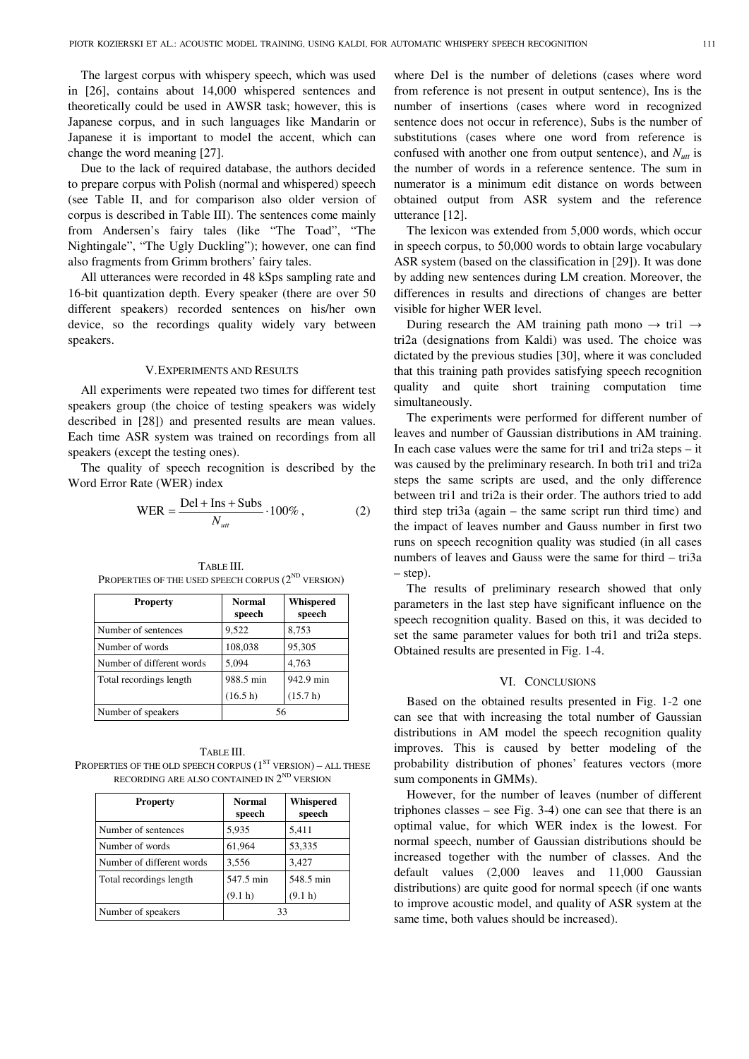The largest corpus with whispery speech, which was used in [26], contains about 14,000 whispered sentences and theoretically could be used in AWSR task; however, this is Japanese corpus, and in such languages like Mandarin or Japanese it is important to model the accent, which can change the word meaning [27].

Due to the lack of required database, the authors decided to prepare corpus with Polish (normal and whispered) speech (see Table II, and for comparison also older version of corpus is described in Table III). The sentences come mainly from Andersen's fairy tales (like "The Toad", "The Nightingale", "The Ugly Duckling"); however, one can find also fragments from Grimm brothers' fairy tales.

All utterances were recorded in 48 kSps sampling rate and 16-bit quantization depth. Every speaker (there are over 50 different speakers) recorded sentences on his/her own device, so the recordings quality widely vary between speakers.

## V. Experiments and Results

All experiments were repeated two times for different test speakers group (the choice of testing speakers was widely described in [28]) and presented results are mean values. Each time ASR system was trained on recordings from all speakers (except the testing ones).

The quality of speech recognition is described by the Word Error Rate (WER) index

$$\mathrm{WER} = \frac{\mathrm{Del} + \mathrm{Ins} + \mathrm{Subs}}{N_{utt}} \cdot 100\% \,, \qquad (2)$$

Table III.
Properties of the used speech corpus (2nd version)

| Property | Normal speech | Whispered speech |
|---|---|---|
| Number of sentences | 9,522 | 8,753 |
| Number of words | 108,038 | 95,305 |
| Number of different words | 5,094 | 4,763 |
| Total recordings length | 988.5 min (16.5 h) | 942.9 min (15.7 h) |
| Number of speakers | 56 | |

Table III.
Properties of the old speech corpus (1st version) – all these recording are also contained in 2nd version

| Property | Normal speech | Whispered speech |
|---|---|---|
| Number of sentences | 5,935 | 5,411 |
| Number of words | 61,964 | 53,335 |
| Number of different words | 3,556 | 3,427 |
| Total recordings length | 547.5 min (9.1 h) | 548.5 min (9.1 h) |
| Number of speakers | 33 | |

where Del is the number of deletions (cases where word from reference is not present in output sentence), Ins is the number of insertions (cases where word in recognized sentence does not occur in reference), Subs is the number of substitutions (cases where one word from reference is confused with another one from output sentence), and $N_{utt}$ is the number of words in a reference sentence. The sum in numerator is a minimum edit distance on words between obtained output from ASR system and the reference utterance [12].

The lexicon was extended from 5,000 words, which occur in speech corpus, to 50,000 words to obtain large vocabulary ASR system (based on the classification in [29]). It was done by adding new sentences during LM creation. Moreover, the differences in results and directions of changes are better visible for higher WER level.

During research the AM training path mono → tri1 → tri2a (designations from Kaldi) was used. The choice was dictated by the previous studies [30], where it was concluded that this training path provides satisfying speech recognition quality and quite short training computation time simultaneously.

The experiments were performed for different number of leaves and number of Gaussian distributions in AM training. In each case values were the same for tri1 and tri2a steps – it was caused by the preliminary research. In both tri1 and tri2a steps the same scripts are used, and the only difference between tri1 and tri2a is their order. The authors tried to add third step tri3a (again – the same script run third time) and the impact of leaves number and Gauss number in first two runs on speech recognition quality was studied (in all cases numbers of leaves and Gauss were the same for third – tri3a – step).

The results of preliminary research showed that only parameters in the last step have significant influence on the speech recognition quality. Based on this, it was decided to set the same parameter values for both tri1 and tri2a steps. Obtained results are presented in Fig. 1-4.

## VI. Conclusions

Based on the obtained results presented in Fig. 1-2 one can see that with increasing the total number of Gaussian distributions in AM model the speech recognition quality improves. This is caused by better modeling of the probability distribution of phones' features vectors (more sum components in GMMs).

However, for the number of leaves (number of different triphones classes – see Fig. 3-4) one can see that there is an optimal value, for which WER index is the lowest. For normal speech, number of Gaussian distributions should be increased together with the number of classes. And the default values (2,000 leaves and 11,000 Gaussian distributions) are quite good for normal speech (if one wants to improve acoustic model, and quality of ASR system at the same time, both values should be increased).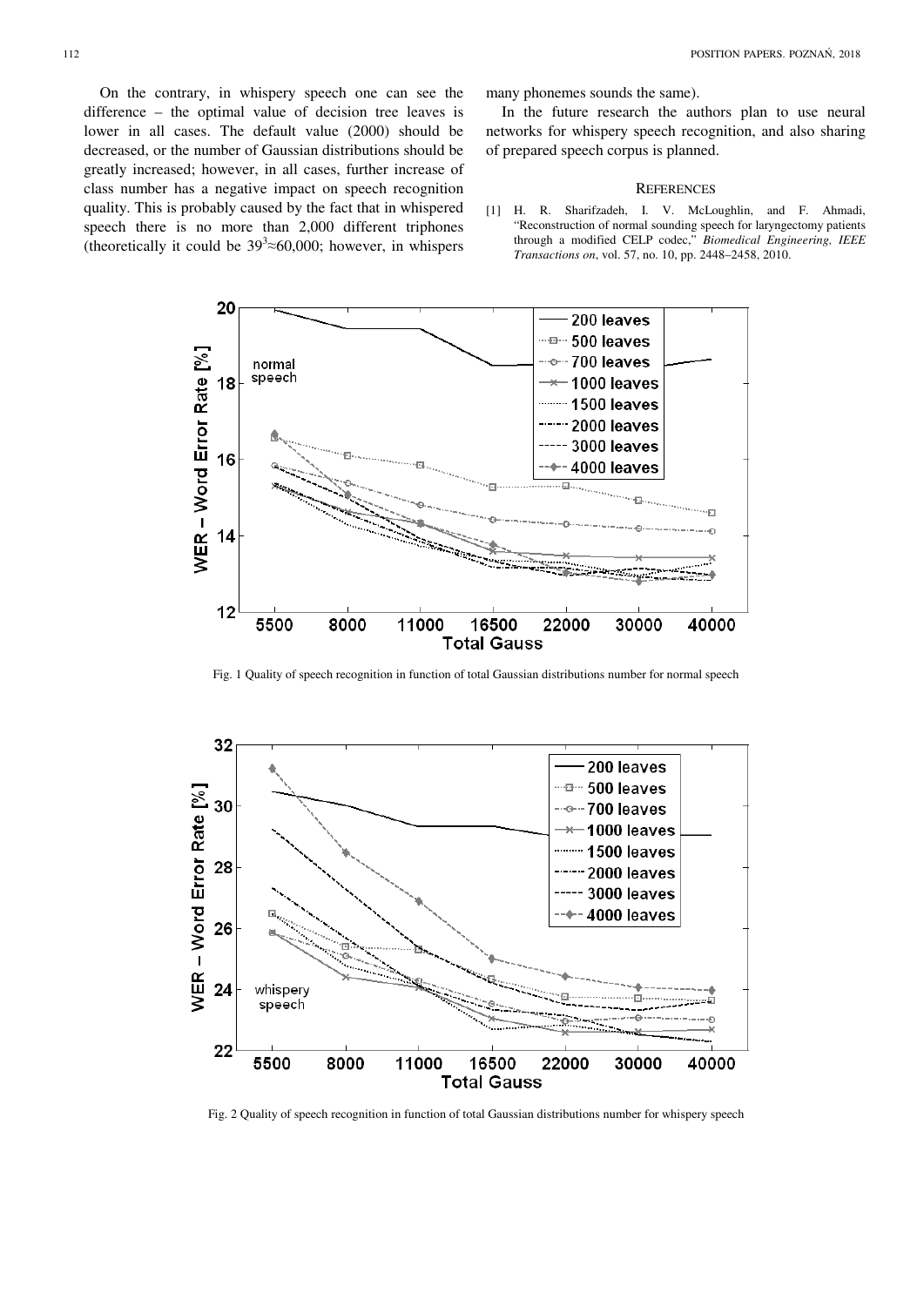On the contrary, in whispery speech one can see the difference – the optimal value of decision tree leaves is lower in all cases. The default value (2000) should be decreased, or the number of Gaussian distributions should be greatly increased; however, in all cases, further increase of class number has a negative impact on speech recognition quality. This is probably caused by the fact that in whispered speech there is no more than 2,000 different triphones (theoretically it could be $39^3 \approx 60{,}000$; however, in whispers many phonemes sounds the same).

In the future research the authors plan to use neural networks for whispery speech recognition, and also sharing of prepared speech corpus is planned.

## References

[1] H. R. Sharifzadeh, I. V. McLoughlin, and F. Ahmadi, "Reconstruction of normal sounding speech for laryngectomy patients through a modified CELP codec," *Biomedical Engineering, IEEE Transactions on*, vol. 57, no. 10, pp. 2448–2458, 2010.

Fig. 1 Quality of speech recognition in function of total Gaussian distributions number for normal speech

Fig. 2 Quality of speech recognition in function of total Gaussian distributions number for whispery speech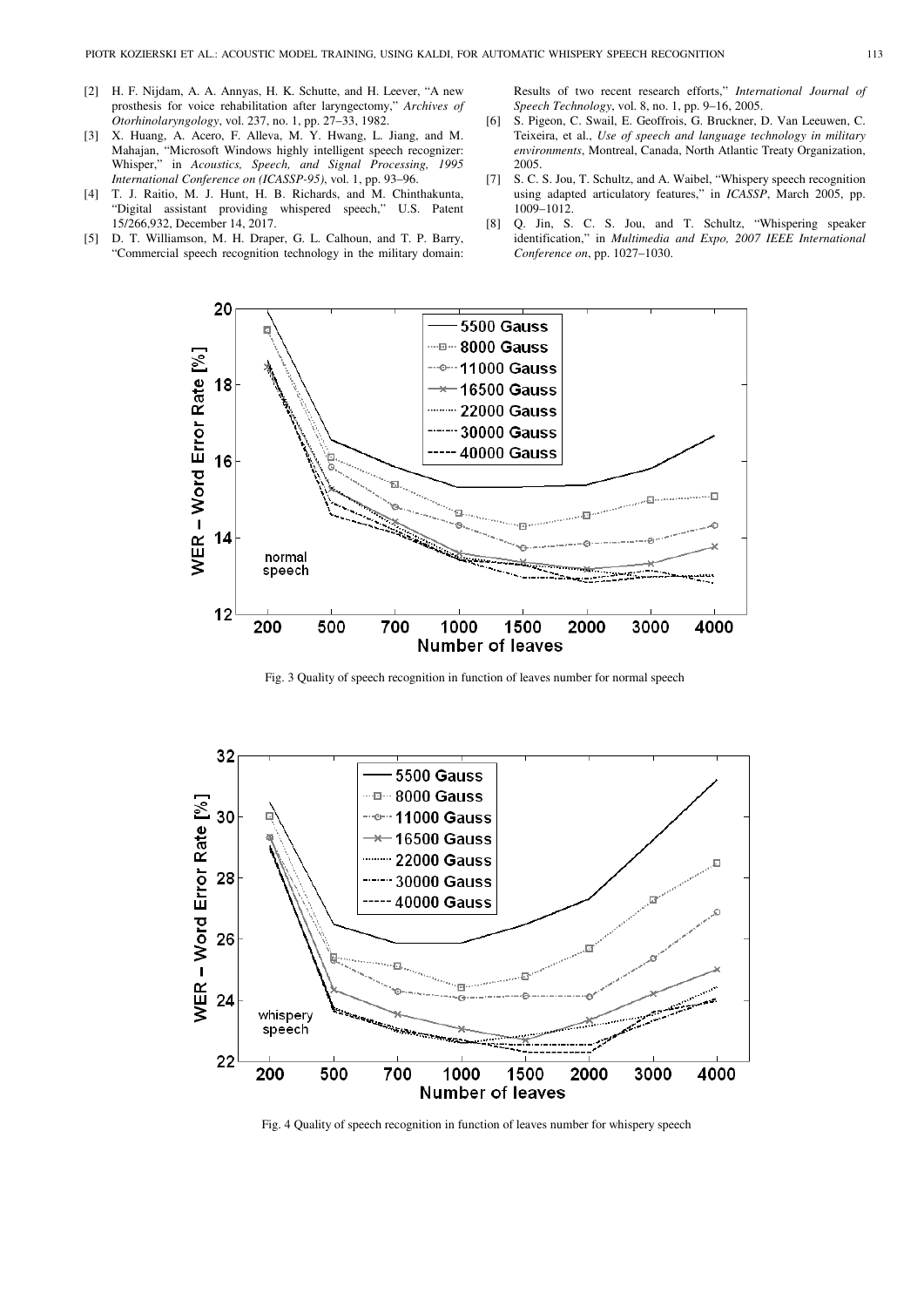[2] H. F. Nijdam, A. A. Annyas, H. K. Schutte, and H. Leever, "A new prosthesis for voice rehabilitation after laryngectomy," *Archives of Otorhinolaryngology*, vol. 237, no. 1, pp. 27–33, 1982.

[3] X. Huang, A. Acero, F. Alleva, M. Y. Hwang, L. Jiang, and M. Mahajan, "Microsoft Windows highly intelligent speech recognizer: Whisper," in *Acoustics, Speech, and Signal Processing, 1995 International Conference on (ICASSP-95)*, vol. 1, pp. 93–96.

[4] T. J. Raitio, M. J. Hunt, H. B. Richards, and M. Chinthakunta, "Digital assistant providing whispered speech," U.S. Patent 15/266,932, December 14, 2017.

[5] D. T. Williamson, M. H. Draper, G. L. Calhoun, and T. P. Barry, "Commercial speech recognition technology in the military domain: Results of two recent research efforts," *International Journal of Speech Technology*, vol. 8, no. 1, pp. 9–16, 2005.

[6] S. Pigeon, C. Swail, E. Geoffrois, G. Bruckner, D. Van Leeuwen, C. Teixeira, et al., *Use of speech and language technology in military environments*, Montreal, Canada, North Atlantic Treaty Organization, 2005.

[7] S. C. S. Jou, T. Schultz, and A. Waibel, "Whispery speech recognition using adapted articulatory features," in *ICASSP*, March 2005, pp. 1009–1012.

[8] Q. Jin, S. C. S. Jou, and T. Schultz, "Whispering speaker identification," in *Multimedia and Expo, 2007 IEEE International Conference on*, pp. 1027–1030.

Fig. 3 Quality of speech recognition in function of leaves number for normal speech

Fig. 4 Quality of speech recognition in function of leaves number for whispery speech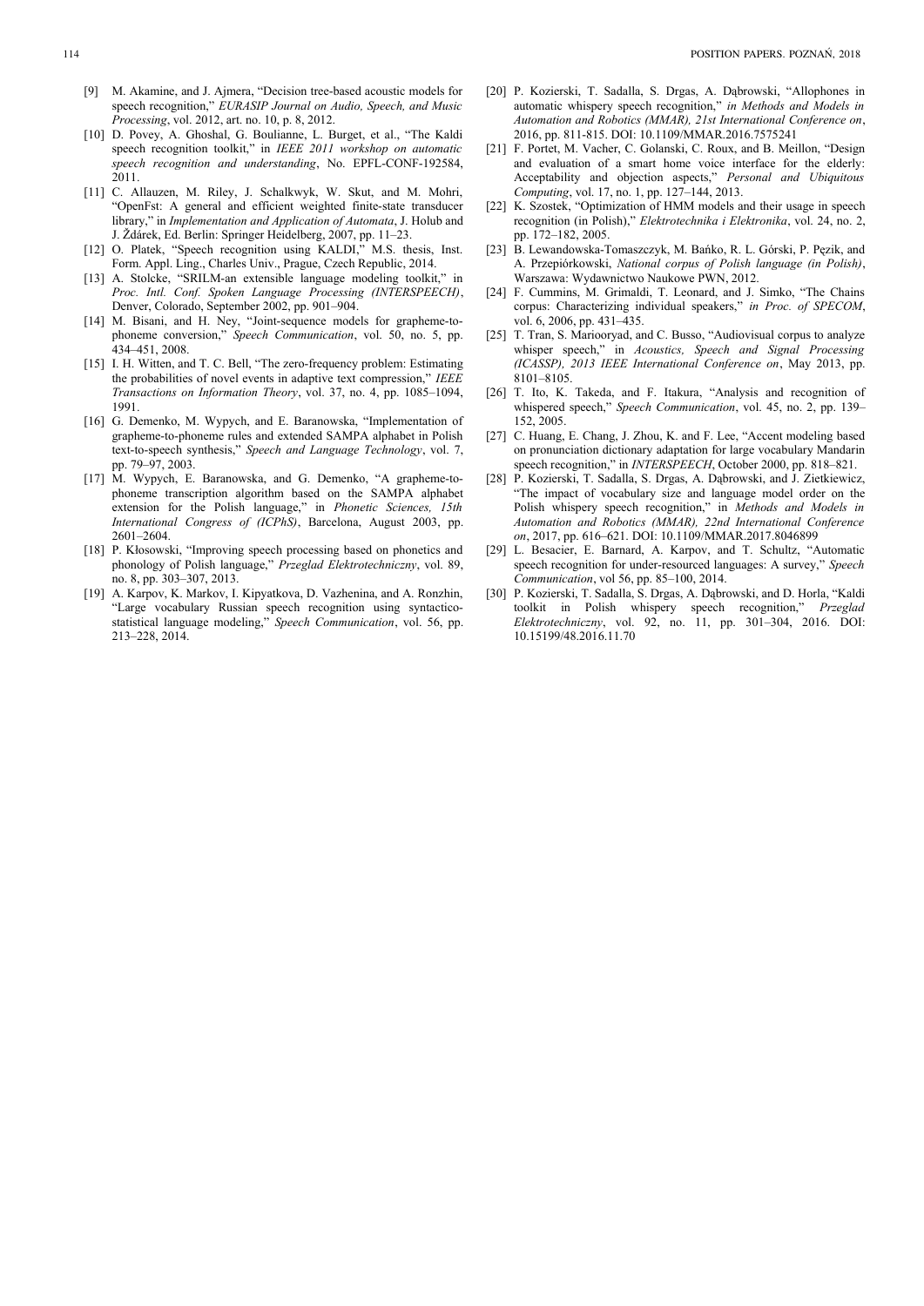[9] M. Akamine, and J. Ajmera, "Decision tree-based acoustic models for speech recognition," *EURASIP Journal on Audio, Speech, and Music Processing*, vol. 2012, art. no. 10, p. 8, 2012.

[10] D. Povey, A. Ghoshal, G. Boulianne, L. Burget, et al., "The Kaldi speech recognition toolkit," in *IEEE 2011 workshop on automatic speech recognition and understanding*, No. EPFL-CONF-192584, 2011.

[11] C. Allauzen, M. Riley, J. Schalkwyk, W. Skut, and M. Mohri, "OpenFst: A general and efficient weighted finite-state transducer library," in *Implementation and Application of Automata*, J. Holub and J. Žďárek, Ed. Berlin: Springer Heidelberg, 2007, pp. 11–23.

[12] O. Platek, "Speech recognition using KALDI," M.S. thesis, Inst. Form. Appl. Ling., Charles Univ., Prague, Czech Republic, 2014.

[13] A. Stolcke, "SRILM-an extensible language modeling toolkit," in *Proc. Intl. Conf. Spoken Language Processing (INTERSPEECH)*, Denver, Colorado, September 2002, pp. 901–904.

[14] M. Bisani, and H. Ney, "Joint-sequence models for grapheme-to-phoneme conversion," *Speech Communication*, vol. 50, no. 5, pp. 434–451, 2008.

[15] I. H. Witten, and T. C. Bell, "The zero-frequency problem: Estimating the probabilities of novel events in adaptive text compression," *IEEE Transactions on Information Theory*, vol. 37, no. 4, pp. 1085–1094, 1991.

[16] G. Demenko, M. Wypych, and E. Baranowska, "Implementation of grapheme-to-phoneme rules and extended SAMPA alphabet in Polish text-to-speech synthesis," *Speech and Language Technology*, vol. 7, pp. 79–97, 2003.

[17] M. Wypych, E. Baranowska, and G. Demenko, "A grapheme-to-phoneme transcription algorithm based on the SAMPA alphabet extension for the Polish language," in *Phonetic Sciences, 15th International Congress of (ICPhS)*, Barcelona, August 2003, pp. 2601–2604.

[18] P. Kłosowski, "Improving speech processing based on phonetics and phonology of Polish language," *Przeglad Elektrotechniczny*, vol. 89, no. 8, pp. 303–307, 2013.

[19] A. Karpov, K. Markov, I. Kipyatkova, D. Vazhenina, and A. Ronzhin, "Large vocabulary Russian speech recognition using syntactico-statistical language modeling," *Speech Communication*, vol. 56, pp. 213–228, 2014.

[20] P. Kozierski, T. Sadalla, S. Drgas, A. Dąbrowski, "Allophones in automatic whispery speech recognition," *in Methods and Models in Automation and Robotics (MMAR), 21st International Conference on*, 2016, pp. 811-815. DOI: 10.1109/MMAR.2016.7575241

[21] F. Portet, M. Vacher, C. Golanski, C. Roux, and B. Meillon, "Design and evaluation of a smart home voice interface for the elderly: Acceptability and objection aspects," *Personal and Ubiquitous Computing*, vol. 17, no. 1, pp. 127–144, 2013.

[22] K. Szostek, "Optimization of HMM models and their usage in speech recognition (in Polish)," *Elektrotechnika i Elektronika*, vol. 24, no. 2, pp. 172–182, 2005.

[23] B. Lewandowska-Tomaszczyk, M. Bańko, R. L. Górski, P. Pęzik, and A. Przepiórkowski, *National corpus of Polish language (in Polish)*, Warszawa: Wydawnictwo Naukowe PWN, 2012.

[24] F. Cummins, M. Grimaldi, T. Leonard, and J. Simko, "The Chains corpus: Characterizing individual speakers," *in Proc. of SPECOM*, vol. 6, 2006, pp. 431–435.

[25] T. Tran, S. Mariooryad, and C. Busso, "Audiovisual corpus to analyze whisper speech," in *Acoustics, Speech and Signal Processing (ICASSP), 2013 IEEE International Conference on*, May 2013, pp. 8101–8105.

[26] T. Ito, K. Takeda, and F. Itakura, "Analysis and recognition of whispered speech," *Speech Communication*, vol. 45, no. 2, pp. 139–152, 2005.

[27] C. Huang, E. Chang, J. Zhou, K. and F. Lee, "Accent modeling based on pronunciation dictionary adaptation for large vocabulary Mandarin speech recognition," in *INTERSPEECH*, October 2000, pp. 818–821.

[28] P. Kozierski, T. Sadalla, S. Drgas, A. Dąbrowski, and J. Zietkiewicz, "The impact of vocabulary size and language model order on the Polish whispery speech recognition," in *Methods and Models in Automation and Robotics (MMAR), 22nd International Conference on*, 2017, pp. 616–621. DOI: 10.1109/MMAR.2017.8046899

[29] L. Besacier, E. Barnard, A. Karpov, and T. Schultz, "Automatic speech recognition for under-resourced languages: A survey," *Speech Communication*, vol 56, pp. 85–100, 2014.

[30] P. Kozierski, T. Sadalla, S. Drgas, A. Dąbrowski, and D. Horla, "Kaldi toolkit in Polish whispery speech recognition," *Przeglad Elektrotechniczny*, vol. 92, no. 11, pp. 301–304, 2016. DOI: 10.15199/48.2016.11.70